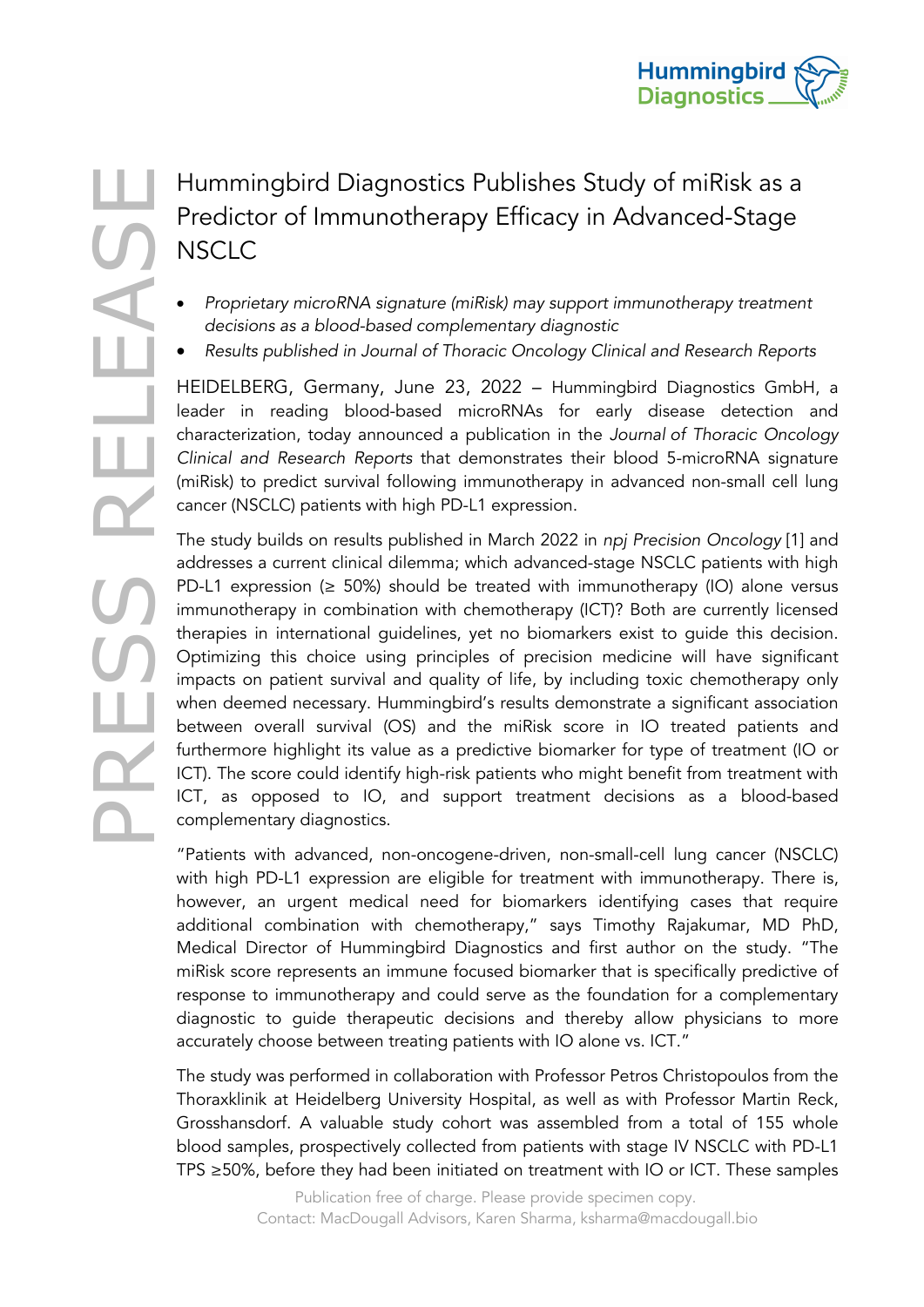PRESS RELEASE

# Hummingbird Diagnostics Publishes Study of miRisk as a Predictor of Immunotherapy Efficacy in Advanced-Stage NSCLC

- *Proprietary microRNA signature (miRisk) may support immunotherapy treatment decisions as a blood-based complementary diagnostic*
- *Results published in Journal of Thoracic Oncology Clinical and Research Reports*

HEIDELBERG, Germany, June 23, 2022 – Hummingbird Diagnostics GmbH, a leader in reading blood-based microRNAs for early disease detection and characterization, today announced a publication in the *Journal of Thoracic Oncology Clinical and Research Reports* that demonstrates their blood 5-microRNA signature (miRisk) to predict survival following immunotherapy in advanced non-small cell lung cancer (NSCLC) patients with high PD-L1 expression.

The study builds on results published in March 2022 in *npj Precision Oncology* [1] and addresses a current clinical dilemma; which advanced-stage NSCLC patients with high PD-L1 expression (≥ 50%) should be treated with immunotherapy (IO) alone versus immunotherapy in combination with chemotherapy (ICT)? Both are currently licensed therapies in international guidelines, yet no biomarkers exist to guide this decision. Optimizing this choice using principles of precision medicine will have significant impacts on patient survival and quality of life, by including toxic chemotherapy only when deemed necessary. Hummingbird's results demonstrate a significant association between overall survival (OS) and the miRisk score in IO treated patients and furthermore highlight its value as a predictive biomarker for type of treatment (IO or ICT). The score could identify high-risk patients who might benefit from treatment with ICT, as opposed to IO, and support treatment decisions as a blood-based complementary diagnostics.

"Patients with advanced, non-oncogene-driven, non-small-cell lung cancer (NSCLC) with high PD-L1 expression are eligible for treatment with immunotherapy. There is, however, an urgent medical need for biomarkers identifying cases that require additional combination with chemotherapy," says Timothy Rajakumar, MD PhD, Medical Director of Hummingbird Diagnostics and first author on the study. "The miRisk score represents an immune focused biomarker that is specifically predictive of response to immunotherapy and could serve as the foundation for a complementary diagnostic to guide therapeutic decisions and thereby allow physicians to more accurately choose between treating patients with IO alone vs. ICT."

The study was performed in collaboration with Professor Petros Christopoulos from the Thoraxklinik at Heidelberg University Hospital, as well as with Professor Martin Reck, Grosshansdorf. A valuable study cohort was assembled from a total of 155 whole blood samples, prospectively collected from patients with stage IV NSCLC with PD-L1 TPS ≥50%, before they had been initiated on treatment with IO or ICT. These samples

Publication free of charge. Please provide specimen copy.
Contact: MacDougall Advisors, Karen Sharma, ksharma@macdougall.bio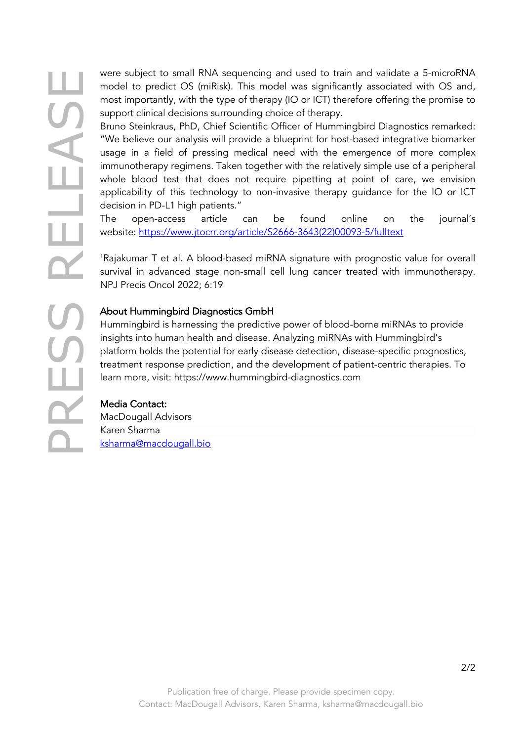were subject to small RNA sequencing and used to train and validate a 5-microRNA model to predict OS (miRisk). This model was significantly associated with OS and, most importantly, with the type of therapy (IO or ICT) therefore offering the promise to support clinical decisions surrounding choice of therapy.

Bruno Steinkraus, PhD, Chief Scientific Officer of Hummingbird Diagnostics remarked: "We believe our analysis will provide a blueprint for host-based integrative biomarker usage in a field of pressing medical need with the emergence of more complex immunotherapy regimens. Taken together with the relatively simple use of a peripheral whole blood test that does not require pipetting at point of care, we envision applicability of this technology to non-invasive therapy guidance for the IO or ICT decision in PD-L1 high patients."

The open-access article can be found online on the journal's website: [https://www.jtocrr.org/article/S2666-3643(22)00093-5/fulltext](https://www.jtocrr.org/article/S2666-3643(22)00093-5/fulltext)

[1]Rajakumar T et al. A blood-based miRNA signature with prognostic value for overall survival in advanced stage non-small cell lung cancer treated with immunotherapy. NPJ Precis Oncol 2022; 6:19

## About Hummingbird Diagnostics GmbH

Hummingbird is harnessing the predictive power of blood-borne miRNAs to provide insights into human health and disease. Analyzing miRNAs with Hummingbird's platform holds the potential for early disease detection, disease-specific prognostics, treatment response prediction, and the development of patient-centric therapies. To learn more, visit: https://www.hummingbird-diagnostics.com

## Media Contact:

MacDougall Advisors
Karen Sharma
[ksharma@macdougall.bio](mailto:ksharma@macdougall.bio)

Publication free of charge. Please provide specimen copy.
Contact: MacDougall Advisors, Karen Sharma, ksharma@macdougall.bio